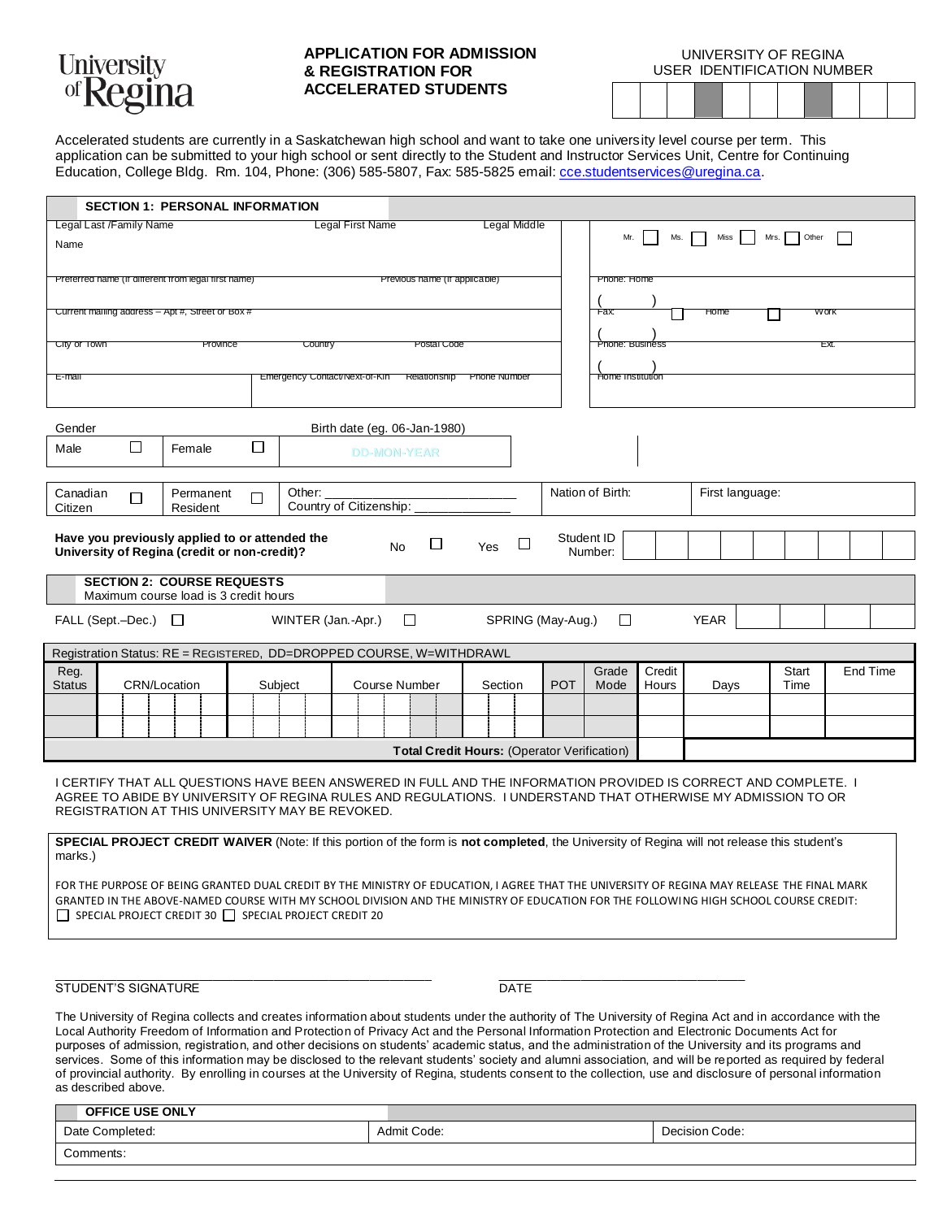University of Regina

# APPLICATION FOR ADMISSION & REGISTRATION FOR ACCELERATED STUDENTS

UNIVERSITY OF REGINA
USER IDENTIFICATION NUMBER

| | | | | | | | | | |
|---|---|---|---|---|---|---|---|---|---|
| | | | | | | | | | |

Accelerated students are currently in a Saskatchewan high school and want to take one university level course per term. This application can be submitted to your high school or sent directly to the Student and Instructor Services Unit, Centre for Continuing Education, College Bldg. Rm. 104, Phone: (306) 585-5807, Fax: 585-5825 email: cce.studentservices@uregina.ca.

## SECTION 1: PERSONAL INFORMATION

| Legal Last /Family Name | Legal First Name | Legal Middle Name | Mr. ☐ Ms. ☐ Miss ☐ Mrs. ☐ Other ☐ |
|---|---|---|---|
| Preferred name (if different from legal first name) | Previous name (if applicable) | | Phone: Home ( ) |
| Current mailing address – Apt #, Street or Box # | | | Fax: ☐ Home ☐ Work ( ) |
| City or Town | Province | Country / Postal Code | Phone: Business ( ) Ext. |
| E-mail | Emergency Contact/Next-of-Kin | Relationship / Phone Number | Home Institution |

| Gender | | | | Birth date (eg. 06-Jan-1980) |
|---|---|---|---|---|
| Male | ☐ | Female | ☐ | DD-MON-YEAR |

| Canadian Citizen ☐ | Permanent Resident ☐ | Other: ____________ Country of Citizenship: ____________ | Nation of Birth: | First language: |
|---|---|---|---|---|

**Have you previously applied to or attended the University of Regina (credit or non-credit)?** No ☐ Yes ☐ Student ID Number:

## SECTION 2: COURSE REQUESTS

Maximum course load is 3 credit hours

FALL (Sept.–Dec.) ☐ WINTER (Jan.-Apr.) ☐ SPRING (May-Aug.) ☐ YEAR

Registration Status: RE = REGISTERED, DD=DROPPED COURSE, W=WITHDRAWL

| Reg. Status | CRN/Location | Subject | Course Number | Section | POT | Grade Mode | Credit Hours | Days | Start Time | End Time |
|---|---|---|---|---|---|---|---|---|---|---|
| | | | | | | | | | | |
| | | | | | | | | | | |
| **Total Credit Hours:** (Operator Verification) | | | | | | | | | | |

I CERTIFY THAT ALL QUESTIONS HAVE BEEN ANSWERED IN FULL AND THE INFORMATION PROVIDED IS CORRECT AND COMPLETE. I AGREE TO ABIDE BY UNIVERSITY OF REGINA RULES AND REGULATIONS. I UNDERSTAND THAT OTHERWISE MY ADMISSION TO OR REGISTRATION AT THIS UNIVERSITY MAY BE REVOKED.

**SPECIAL PROJECT CREDIT WAIVER** (Note: If this portion of the form is **not completed**, the University of Regina will not release this student's marks.)

FOR THE PURPOSE OF BEING GRANTED DUAL CREDIT BY THE MINISTRY OF EDUCATION, I AGREE THAT THE UNIVERSITY OF REGINA MAY RELEASE THE FINAL MARK GRANTED IN THE ABOVE-NAMED COURSE WITH MY SCHOOL DIVISION AND THE MINISTRY OF EDUCATION FOR THE FOLLOWING HIGH SCHOOL COURSE CREDIT:
☐ SPECIAL PROJECT CREDIT 30 ☐ SPECIAL PROJECT CREDIT 20

_______________________________________ STUDENT'S SIGNATURE

_______________________________ DATE

The University of Regina collects and creates information about students under the authority of The University of Regina Act and in accordance with the Local Authority Freedom of Information and Protection of Privacy Act and the Personal Information Protection and Electronic Documents Act for purposes of admission, registration, and other decisions on students' academic status, and the administration of the University and its programs and services. Some of this information may be disclosed to the relevant students' society and alumni association, and will be reported as required by federal of provincial authority. By enrolling in courses at the University of Regina, students consent to the collection, use and disclosure of personal information as described above.

| OFFICE USE ONLY | | |
|---|---|---|
| Date Completed: | Admit Code: | Decision Code: |
| Comments: | | |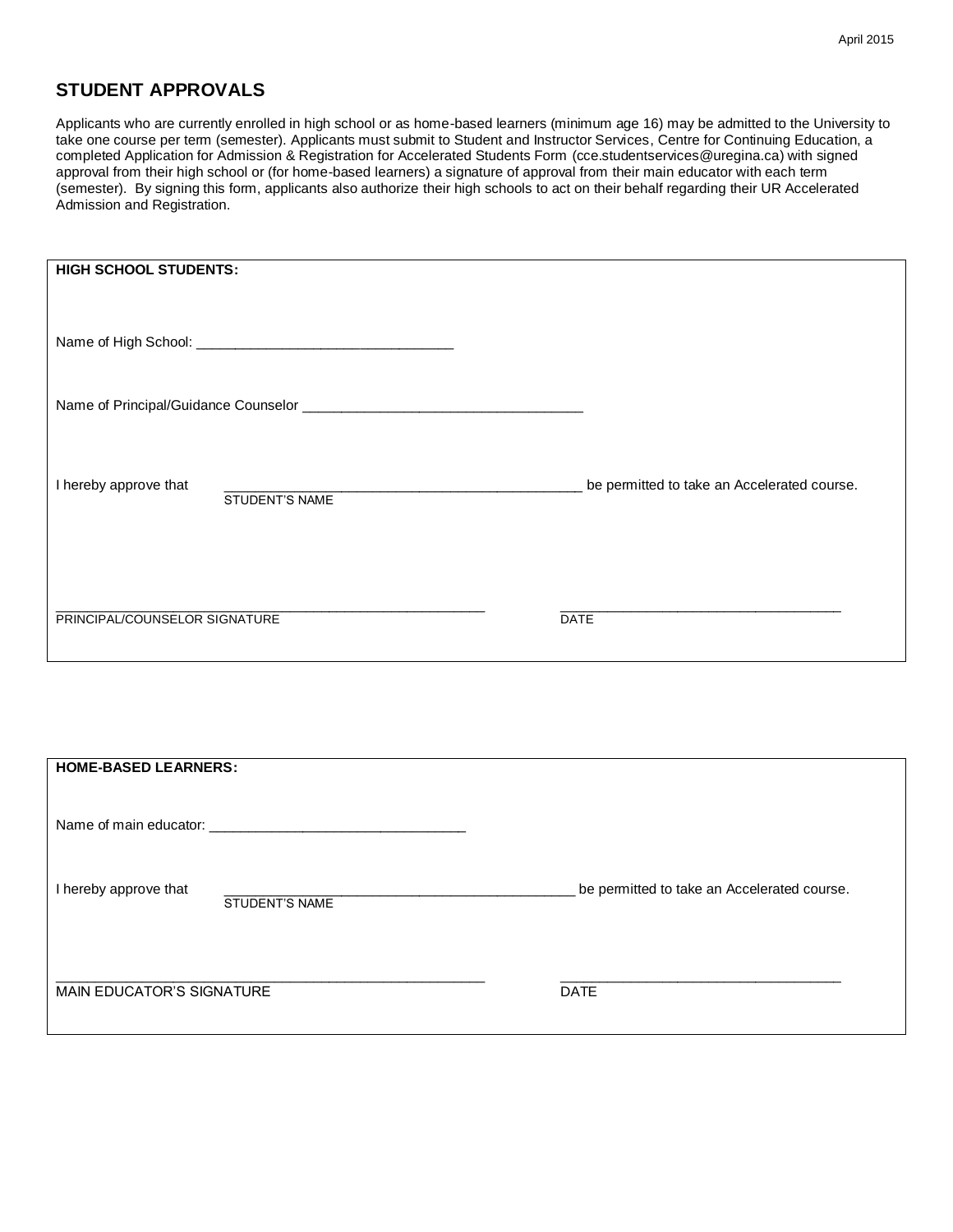## STUDENT APPROVALS

Applicants who are currently enrolled in high school or as home-based learners (minimum age 16) may be admitted to the University to take one course per term (semester). Applicants must submit to Student and Instructor Services, Centre for Continuing Education, a completed Application for Admission & Registration for Accelerated Students Form (cce.studentservices@uregina.ca) with signed approval from their high school or (for home-based learners) a signature of approval from their main educator with each term (semester). By signing this form, applicants also authorize their high schools to act on their behalf regarding their UR Accelerated Admission and Registration.

**HIGH SCHOOL STUDENTS:**

Name of High School: _________________________________

Name of Principal/Guidance Counselor ____________________________________

I hereby approve that _______________________________________________ be permitted to take an Accelerated course.
STUDENT'S NAME

_______________________________________________________ _____________________________________
PRINCIPAL/COUNSELOR SIGNATURE DATE

**HOME-BASED LEARNERS:**

Name of main educator: _________________________________

I hereby approve that _______________________________________________ be permitted to take an Accelerated course.
STUDENT'S NAME

_______________________________________________________ _____________________________________
MAIN EDUCATOR'S SIGNATURE DATE